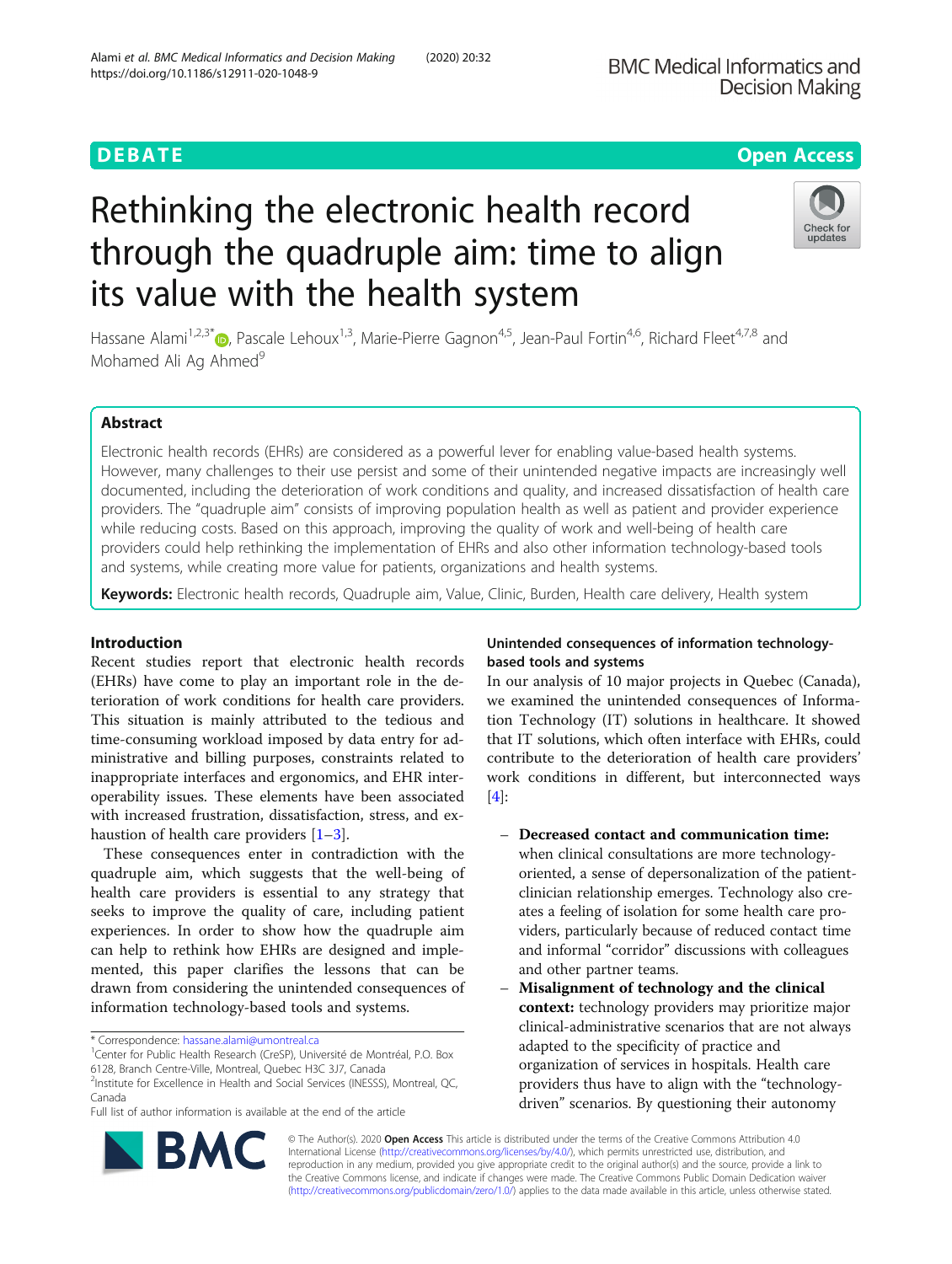# DEBATE

# Rethinking the electronic health record through the quadruple aim: time to align its value with the health system

Hassane Alami[1,2,3*], Pascale Lehoux[1,3], Marie-Pierre Gagnon[4,5], Jean-Paul Fortin[4,6], Richard Fleet[4,7,8] and Mohamed Ali Ag Ahmed[9]

## Abstract

Electronic health records (EHRs) are considered as a powerful lever for enabling value-based health systems. However, many challenges to their use persist and some of their unintended negative impacts are increasingly well documented, including the deterioration of work conditions and quality, and increased dissatisfaction of health care providers. The "quadruple aim" consists of improving population health as well as patient and provider experience while reducing costs. Based on this approach, improving the quality of work and well-being of health care providers could help rethinking the implementation of EHRs and also other information technology-based tools and systems, while creating more value for patients, organizations and health systems.

**Keywords:** Electronic health records, Quadruple aim, Value, Clinic, Burden, Health care delivery, Health system

## Introduction

Recent studies report that electronic health records (EHRs) have come to play an important role in the deterioration of work conditions for health care providers. This situation is mainly attributed to the tedious and time-consuming workload imposed by data entry for administrative and billing purposes, constraints related to inappropriate interfaces and ergonomics, and EHR interoperability issues. These elements have been associated with increased frustration, dissatisfaction, stress, and exhaustion of health care providers [1–3].

These consequences enter in contradiction with the quadruple aim, which suggests that the well-being of health care providers is essential to any strategy that seeks to improve the quality of care, including patient experiences. In order to show how the quadruple aim can help to rethink how EHRs are designed and implemented, this paper clarifies the lessons that can be drawn from considering the unintended consequences of information technology-based tools and systems.

## Unintended consequences of information technology-based tools and systems

In our analysis of 10 major projects in Quebec (Canada), we examined the unintended consequences of Information Technology (IT) solutions in healthcare. It showed that IT solutions, which often interface with EHRs, could contribute to the deterioration of health care providers' work conditions in different, but interconnected ways [4]:

- **Decreased contact and communication time:** when clinical consultations are more technology-oriented, a sense of depersonalization of the patient-clinician relationship emerges. Technology also creates a feeling of isolation for some health care providers, particularly because of reduced contact time and informal "corridor" discussions with colleagues and other partner teams.
- **Misalignment of technology and the clinical context:** technology providers may prioritize major clinical-administrative scenarios that are not always adapted to the specificity of practice and organization of services in hospitals. Health care providers thus have to align with the "technology-driven" scenarios. By questioning their autonomy

\* Correspondence: hassane.alami@umontreal.ca
[1]Center for Public Health Research (CreSP), Université de Montréal, P.O. Box 6128, Branch Centre-Ville, Montreal, Quebec H3C 3J7, Canada
[2]Institute for Excellence in Health and Social Services (INESSS), Montreal, QC, Canada
Full list of author information is available at the end of the article

© The Author(s). 2020 **Open Access** This article is distributed under the terms of the Creative Commons Attribution 4.0 International License (http://creativecommons.org/licenses/by/4.0/), which permits unrestricted use, distribution, and reproduction in any medium, provided you give appropriate credit to the original author(s) and the source, provide a link to the Creative Commons license, and indicate if changes were made. The Creative Commons Public Domain Dedication waiver (http://creativecommons.org/publicdomain/zero/1.0/) applies to the data made available in this article, unless otherwise stated.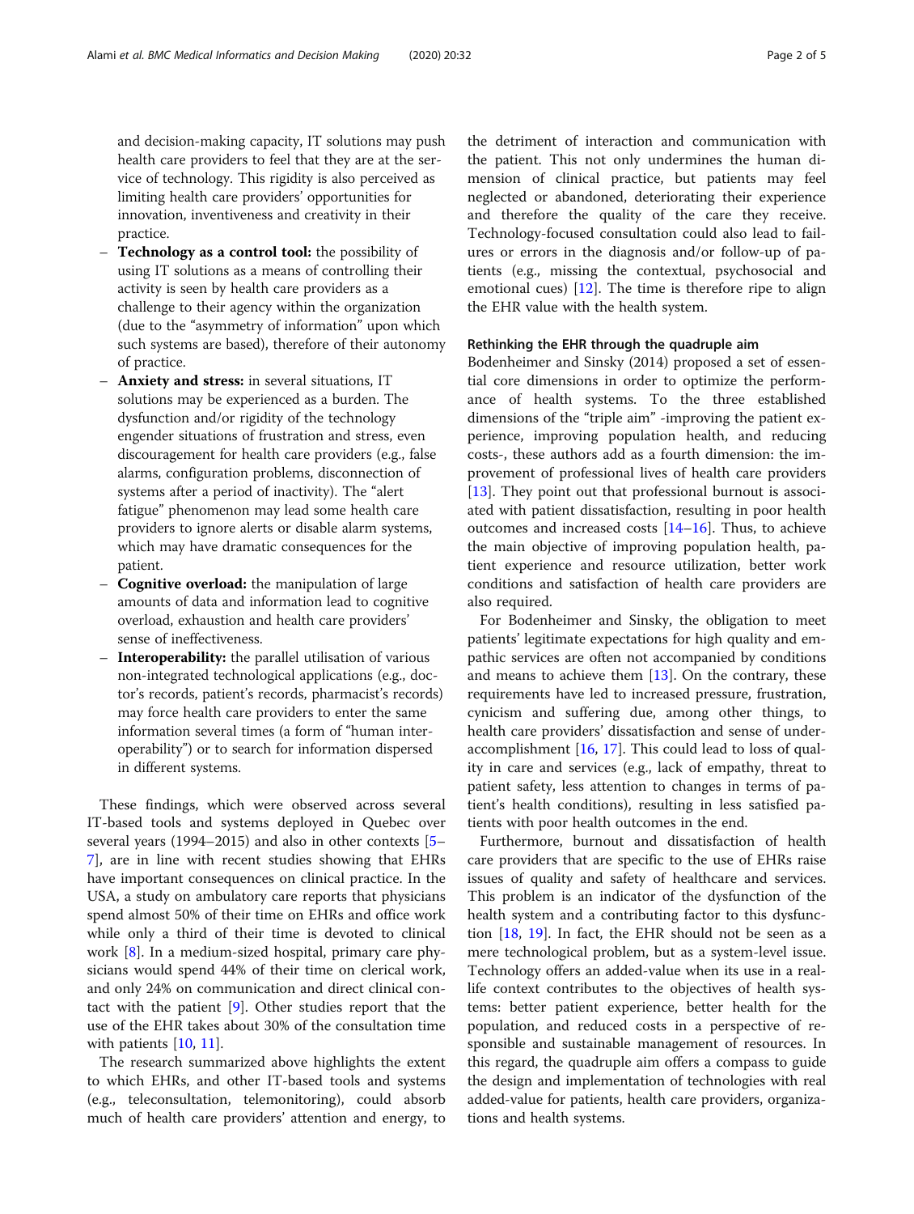and decision-making capacity, IT solutions may push health care providers to feel that they are at the service of technology. This rigidity is also perceived as limiting health care providers' opportunities for innovation, inventiveness and creativity in their practice.

- **Technology as a control tool:** the possibility of using IT solutions as a means of controlling their activity is seen by health care providers as a challenge to their agency within the organization (due to the "asymmetry of information" upon which such systems are based), therefore of their autonomy of practice.
- **Anxiety and stress:** in several situations, IT solutions may be experienced as a burden. The dysfunction and/or rigidity of the technology engender situations of frustration and stress, even discouragement for health care providers (e.g., false alarms, configuration problems, disconnection of systems after a period of inactivity). The "alert fatigue" phenomenon may lead some health care providers to ignore alerts or disable alarm systems, which may have dramatic consequences for the patient.
- **Cognitive overload:** the manipulation of large amounts of data and information lead to cognitive overload, exhaustion and health care providers' sense of ineffectiveness.
- **Interoperability:** the parallel utilisation of various non-integrated technological applications (e.g., doctor's records, patient's records, pharmacist's records) may force health care providers to enter the same information several times (a form of "human interoperability") or to search for information dispersed in different systems.

These findings, which were observed across several IT-based tools and systems deployed in Quebec over several years (1994–2015) and also in other contexts [5–7], are in line with recent studies showing that EHRs have important consequences on clinical practice. In the USA, a study on ambulatory care reports that physicians spend almost 50% of their time on EHRs and office work while only a third of their time is devoted to clinical work [8]. In a medium-sized hospital, primary care physicians would spend 44% of their time on clerical work, and only 24% on communication and direct clinical contact with the patient [9]. Other studies report that the use of the EHR takes about 30% of the consultation time with patients [10, 11].

The research summarized above highlights the extent to which EHRs, and other IT-based tools and systems (e.g., teleconsultation, telemonitoring), could absorb much of health care providers' attention and energy, to the detriment of interaction and communication with the patient. This not only undermines the human dimension of clinical practice, but patients may feel neglected or abandoned, deteriorating their experience and therefore the quality of the care they receive. Technology-focused consultation could also lead to failures or errors in the diagnosis and/or follow-up of patients (e.g., missing the contextual, psychosocial and emotional cues) [12]. The time is therefore ripe to align the EHR value with the health system.

### Rethinking the EHR through the quadruple aim

Bodenheimer and Sinsky (2014) proposed a set of essential core dimensions in order to optimize the performance of health systems. To the three established dimensions of the "triple aim" -improving the patient experience, improving population health, and reducing costs-, these authors add as a fourth dimension: the improvement of professional lives of health care providers [13]. They point out that professional burnout is associated with patient dissatisfaction, resulting in poor health outcomes and increased costs [14–16]. Thus, to achieve the main objective of improving population health, patient experience and resource utilization, better work conditions and satisfaction of health care providers are also required.

For Bodenheimer and Sinsky, the obligation to meet patients' legitimate expectations for high quality and empathic services are often not accompanied by conditions and means to achieve them [13]. On the contrary, these requirements have led to increased pressure, frustration, cynicism and suffering due, among other things, to health care providers' dissatisfaction and sense of under-accomplishment [16, 17]. This could lead to loss of quality in care and services (e.g., lack of empathy, threat to patient safety, less attention to changes in terms of patient's health conditions), resulting in less satisfied patients with poor health outcomes in the end.

Furthermore, burnout and dissatisfaction of health care providers that are specific to the use of EHRs raise issues of quality and safety of healthcare and services. This problem is an indicator of the dysfunction of the health system and a contributing factor to this dysfunction [18, 19]. In fact, the EHR should not be seen as a mere technological problem, but as a system-level issue. Technology offers an added-value when its use in a real-life context contributes to the objectives of health systems: better patient experience, better health for the population, and reduced costs in a perspective of responsible and sustainable management of resources. In this regard, the quadruple aim offers a compass to guide the design and implementation of technologies with real added-value for patients, health care providers, organizations and health systems.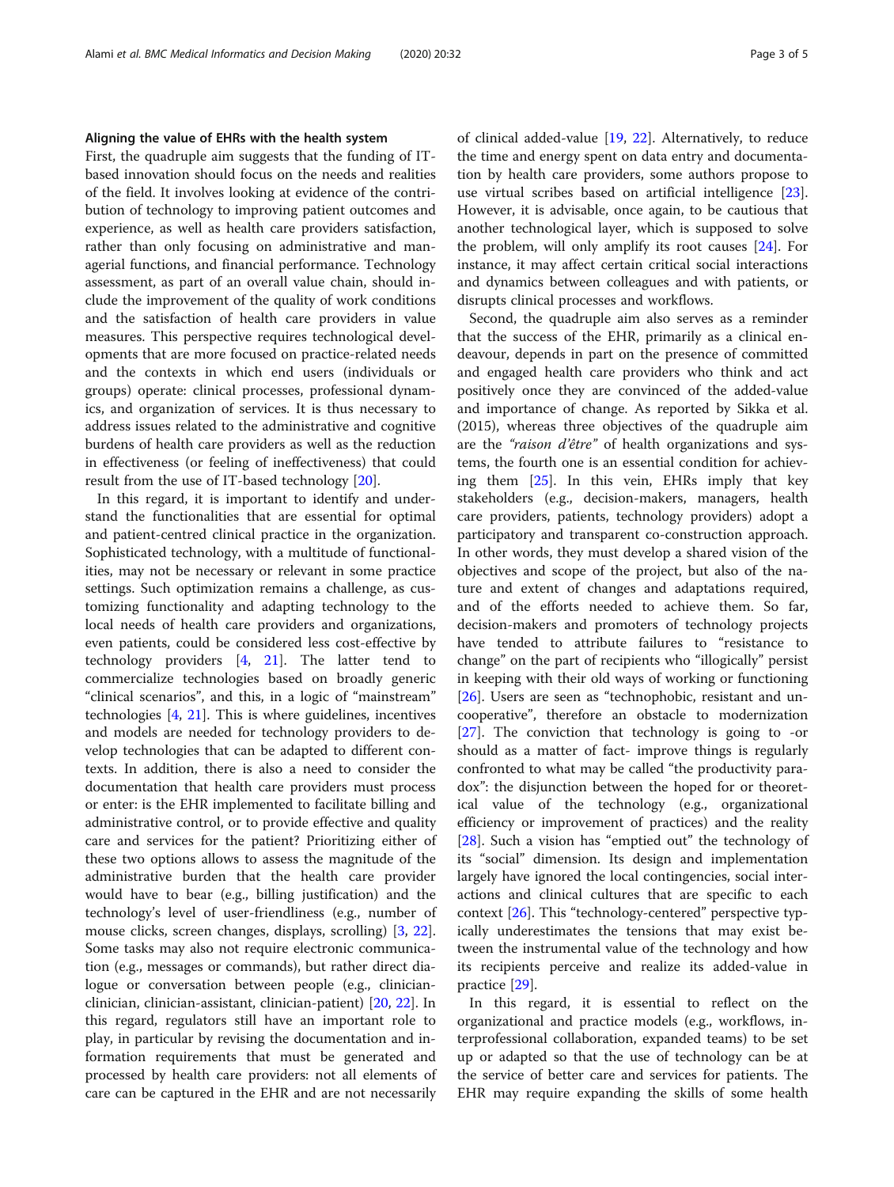#### Aligning the value of EHRs with the health system

First, the quadruple aim suggests that the funding of IT-based innovation should focus on the needs and realities of the field. It involves looking at evidence of the contribution of technology to improving patient outcomes and experience, as well as health care providers satisfaction, rather than only focusing on administrative and managerial functions, and financial performance. Technology assessment, as part of an overall value chain, should include the improvement of the quality of work conditions and the satisfaction of health care providers in value measures. This perspective requires technological developments that are more focused on practice-related needs and the contexts in which end users (individuals or groups) operate: clinical processes, professional dynamics, and organization of services. It is thus necessary to address issues related to the administrative and cognitive burdens of health care providers as well as the reduction in effectiveness (or feeling of ineffectiveness) that could result from the use of IT-based technology [20].

In this regard, it is important to identify and understand the functionalities that are essential for optimal and patient-centred clinical practice in the organization. Sophisticated technology, with a multitude of functionalities, may not be necessary or relevant in some practice settings. Such optimization remains a challenge, as customizing functionality and adapting technology to the local needs of health care providers and organizations, even patients, could be considered less cost-effective by technology providers [4, 21]. The latter tend to commercialize technologies based on broadly generic "clinical scenarios", and this, in a logic of "mainstream" technologies [4, 21]. This is where guidelines, incentives and models are needed for technology providers to develop technologies that can be adapted to different contexts. In addition, there is also a need to consider the documentation that health care providers must process or enter: is the EHR implemented to facilitate billing and administrative control, or to provide effective and quality care and services for the patient? Prioritizing either of these two options allows to assess the magnitude of the administrative burden that the health care provider would have to bear (e.g., billing justification) and the technology's level of user-friendliness (e.g., number of mouse clicks, screen changes, displays, scrolling) [3, 22]. Some tasks may also not require electronic communication (e.g., messages or commands), but rather direct dialogue or conversation between people (e.g., clinician-clinician, clinician-assistant, clinician-patient) [20, 22]. In this regard, regulators still have an important role to play, in particular by revising the documentation and information requirements that must be generated and processed by health care providers: not all elements of care can be captured in the EHR and are not necessarily of clinical added-value [19, 22]. Alternatively, to reduce the time and energy spent on data entry and documentation by health care providers, some authors propose to use virtual scribes based on artificial intelligence [23]. However, it is advisable, once again, to be cautious that another technological layer, which is supposed to solve the problem, will only amplify its root causes [24]. For instance, it may affect certain critical social interactions and dynamics between colleagues and with patients, or disrupts clinical processes and workflows.

Second, the quadruple aim also serves as a reminder that the success of the EHR, primarily as a clinical endeavour, depends in part on the presence of committed and engaged health care providers who think and act positively once they are convinced of the added-value and importance of change. As reported by Sikka et al. (2015), whereas three objectives of the quadruple aim are the *"raison d'être"* of health organizations and systems, the fourth one is an essential condition for achieving them [25]. In this vein, EHRs imply that key stakeholders (e.g., decision-makers, managers, health care providers, patients, technology providers) adopt a participatory and transparent co-construction approach. In other words, they must develop a shared vision of the objectives and scope of the project, but also of the nature and extent of changes and adaptations required, and of the efforts needed to achieve them. So far, decision-makers and promoters of technology projects have tended to attribute failures to "resistance to change" on the part of recipients who "illogically" persist in keeping with their old ways of working or functioning [26]. Users are seen as "technophobic, resistant and uncooperative", therefore an obstacle to modernization [27]. The conviction that technology is going to -or should as a matter of fact- improve things is regularly confronted to what may be called "the productivity paradox": the disjunction between the hoped for or theoretical value of the technology (e.g., organizational efficiency or improvement of practices) and the reality [28]. Such a vision has "emptied out" the technology of its "social" dimension. Its design and implementation largely have ignored the local contingencies, social interactions and clinical cultures that are specific to each context [26]. This "technology-centered" perspective typically underestimates the tensions that may exist between the instrumental value of the technology and how its recipients perceive and realize its added-value in practice [29].

In this regard, it is essential to reflect on the organizational and practice models (e.g., workflows, interprofessional collaboration, expanded teams) to be set up or adapted so that the use of technology can be at the service of better care and services for patients. The EHR may require expanding the skills of some health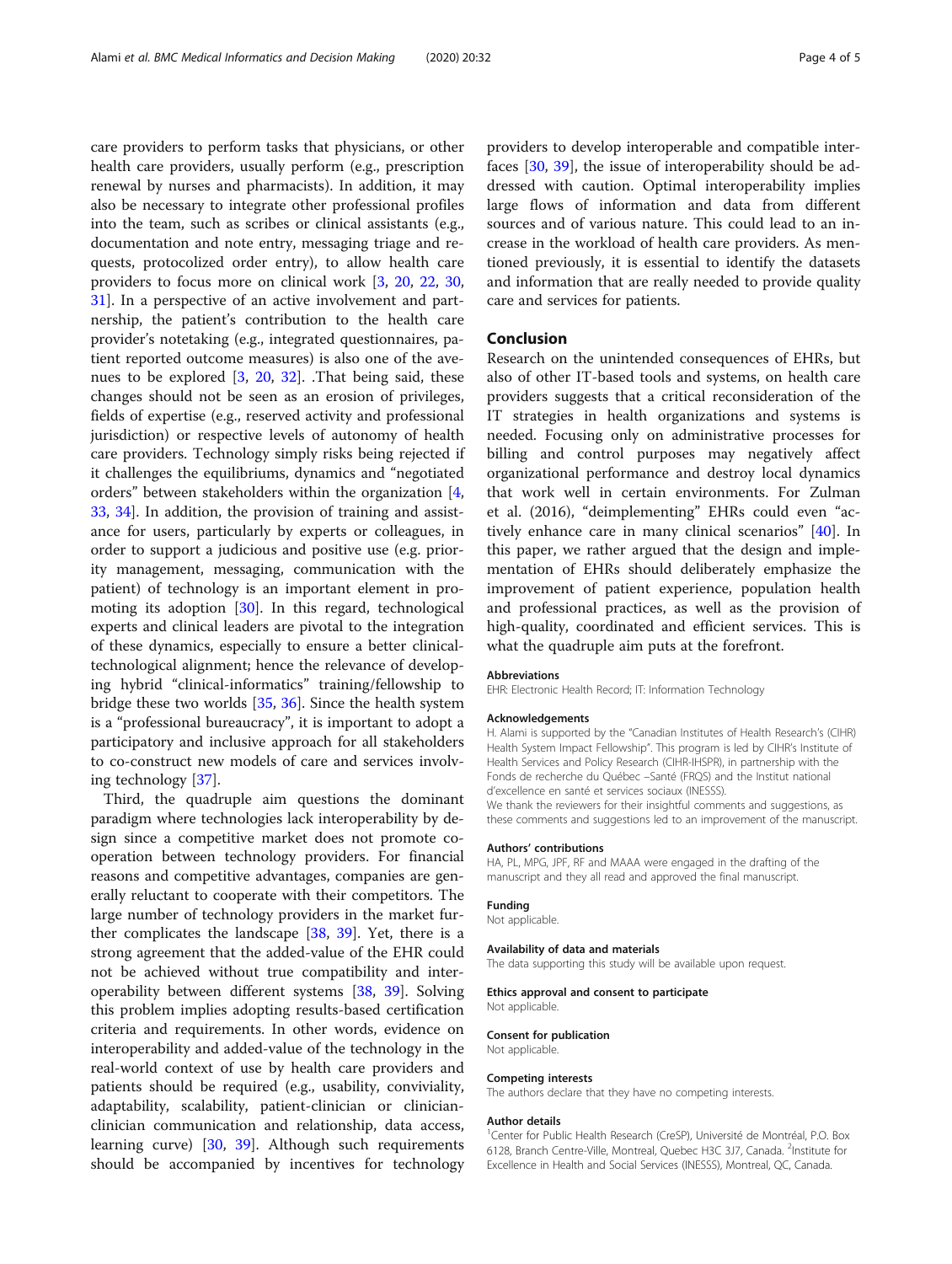care providers to perform tasks that physicians, or other health care providers, usually perform (e.g., prescription renewal by nurses and pharmacists). In addition, it may also be necessary to integrate other professional profiles into the team, such as scribes or clinical assistants (e.g., documentation and note entry, messaging triage and requests, protocolized order entry), to allow health care providers to focus more on clinical work [3, 20, 22, 30, 31]. In a perspective of an active involvement and partnership, the patient's contribution to the health care provider's notetaking (e.g., integrated questionnaires, patient reported outcome measures) is also one of the avenues to be explored [3, 20, 32]. .That being said, these changes should not be seen as an erosion of privileges, fields of expertise (e.g., reserved activity and professional jurisdiction) or respective levels of autonomy of health care providers. Technology simply risks being rejected if it challenges the equilibriums, dynamics and "negotiated orders" between stakeholders within the organization [4, 33, 34]. In addition, the provision of training and assistance for users, particularly by experts or colleagues, in order to support a judicious and positive use (e.g. priority management, messaging, communication with the patient) of technology is an important element in promoting its adoption [30]. In this regard, technological experts and clinical leaders are pivotal to the integration of these dynamics, especially to ensure a better clinical-technological alignment; hence the relevance of developing hybrid "clinical-informatics" training/fellowship to bridge these two worlds [35, 36]. Since the health system is a "professional bureaucracy", it is important to adopt a participatory and inclusive approach for all stakeholders to co-construct new models of care and services involving technology [37].

Third, the quadruple aim questions the dominant paradigm where technologies lack interoperability by design since a competitive market does not promote cooperation between technology providers. For financial reasons and competitive advantages, companies are generally reluctant to cooperate with their competitors. The large number of technology providers in the market further complicates the landscape [38, 39]. Yet, there is a strong agreement that the added-value of the EHR could not be achieved without true compatibility and interoperability between different systems [38, 39]. Solving this problem implies adopting results-based certification criteria and requirements. In other words, evidence on interoperability and added-value of the technology in the real-world context of use by health care providers and patients should be required (e.g., usability, conviviality, adaptability, scalability, patient-clinician or clinician-clinician communication and relationship, data access, learning curve) [30, 39]. Although such requirements should be accompanied by incentives for technology providers to develop interoperable and compatible interfaces [30, 39], the issue of interoperability should be addressed with caution. Optimal interoperability implies large flows of information and data from different sources and of various nature. This could lead to an increase in the workload of health care providers. As mentioned previously, it is essential to identify the datasets and information that are really needed to provide quality care and services for patients.

## Conclusion

Research on the unintended consequences of EHRs, but also of other IT-based tools and systems, on health care providers suggests that a critical reconsideration of the IT strategies in health organizations and systems is needed. Focusing only on administrative processes for billing and control purposes may negatively affect organizational performance and destroy local dynamics that work well in certain environments. For Zulman et al. (2016), "deimplementing" EHRs could even "actively enhance care in many clinical scenarios" [40]. In this paper, we rather argued that the design and implementation of EHRs should deliberately emphasize the improvement of patient experience, population health and professional practices, as well as the provision of high-quality, coordinated and efficient services. This is what the quadruple aim puts at the forefront.

#### Abbreviations

EHR: Electronic Health Record; IT: Information Technology

#### Acknowledgements

H. Alami is supported by the "Canadian Institutes of Health Research's (CIHR) Health System Impact Fellowship". This program is led by CIHR's Institute of Health Services and Policy Research (CIHR-IHSPR), in partnership with the Fonds de recherche du Québec –Santé (FRQS) and the Institut national d'excellence en santé et services sociaux (INESSS).

We thank the reviewers for their insightful comments and suggestions, as these comments and suggestions led to an improvement of the manuscript.

#### Authors' contributions

HA, PL, MPG, JPF, RF and MAAA were engaged in the drafting of the manuscript and they all read and approved the final manuscript.

#### Funding

Not applicable.

#### Availability of data and materials

The data supporting this study will be available upon request.

#### Ethics approval and consent to participate

Not applicable.

#### Consent for publication

Not applicable.

#### Competing interests

The authors declare that they have no competing interests.

#### Author details

[1]Center for Public Health Research (CreSP), Université de Montréal, P.O. Box 6128, Branch Centre-Ville, Montreal, Quebec H3C 3J7, Canada. [2]Institute for Excellence in Health and Social Services (INESSS), Montreal, QC, Canada.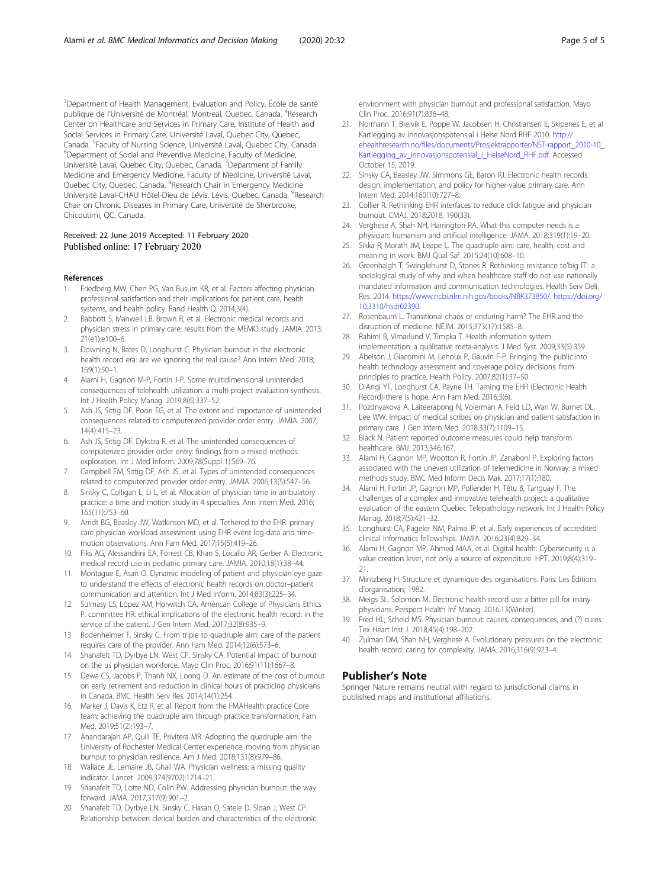[3]Department of Health Management, Evaluation and Policy, École de santé publique de l'Université de Montréal, Montreal, Quebec, Canada. [4]Research Center on Healthcare and Services in Primary Care, Institute of Health and Social Services in Primary Care, Université Laval, Quebec City, Quebec, Canada. [5]Faculty of Nursing Science, Université Laval, Quebec City, Canada. [6]Department of Social and Preventive Medicine, Faculty of Medicine, Université Laval, Quebec City, Quebec, Canada. [7]Department of Family Medicine and Emergency Medicine, Faculty of Medicine, Université Laval, Quebec City, Quebec, Canada. [8]Research Chair in Emergency Medicine Université Laval-CHAU Hôtel-Dieu de Lévis, Lévis, Quebec, Canada. [9]Research Chair on Chronic Diseases in Primary Care, Université de Sherbrooke, Chicoutimi, QC, Canada.

Received: 22 June 2019 Accepted: 11 February 2020
Published online: 17 February 2020

## References

1. Friedberg MW, Chen PG, Van Busum KR, et al. Factors affecting physician professional satisfaction and their implications for patient care, health systems, and health policy. Rand Health Q. 2014;3(4).
2. Babbott S, Manwell LB, Brown R, et al. Electronic medical records and physician stress in primary care: results from the MEMO study. JAMIA. 2013; 21(e1):e100–6.
3. Downing N, Bates D, Longhurst C. Physician burnout in the electronic health record era: are we ignoring the real cause? Ann Intern Med. 2018; 169(1):50–1.
4. Alami H, Gagnon M-P, Fortin J-P. Some multidimensional unintended consequences of telehealth utilization: a multi-project evaluation synthesis. Int J Health Policy Manag. 2019;8(6):337–52.
5. Ash JS, Sittig DF, Poon EG, et al. The extent and importance of unintended consequences related to computerized provider order entry. JAMIA. 2007; 14(4):415–23.
6. Ash JS, Sittig DF, Dykstra R, et al. The unintended consequences of computerized provider order entry: findings from a mixed methods exploration. Int J Med Inform. 2009;78(Suppl 1):S69–76.
7. Campbell EM, Sittig DF, Ash JS, et al. Types of unintended consequences related to computerized provider order entry. JAMIA. 2006;13(5):547–56.
8. Sinsky C, Colligan L, Li L, et al. Allocation of physician time in ambulatory practice: a time and motion study in 4 specialties. Ann Intern Med. 2016; 165(11):753–60.
9. Arndt BG, Beasley JW, Watkinson MD, et al. Tethered to the EHR: primary care physician workload assessment using EHR event log data and time-motion observations. Ann Fam Med. 2017;15(5):419–26.
10. Fiks AG, Alessandrini EA, Forrest CB, Khan S, Localio AR, Gerber A. Electronic medical record use in pediatric primary care. JAMIA. 2010;18(1):38–44.
11. Montague E, Asan O. Dynamic modeling of patient and physician eye gaze to understand the effects of electronic health records on doctor–patient communication and attention. Int J Med Inform. 2014;83(3):225–34.
12. Sulmasy LS, López AM, Horwitch CA. American College of Physicians Ethics P, committee HR. ethical implications of the electronic health record: in the service of the patient. J Gen Intern Med. 2017;32(8):935–9.
13. Bodenheimer T, Sinsky C. From triple to quadruple aim: care of the patient requires care of the provider. Ann Fam Med. 2014;12(6):573–6.
14. Shanafelt TD, Dyrbye LN, West CP, Sinsky CA. Potential impact of burnout on the us physician workforce. Mayo Clin Proc. 2016;91(11):1667–8.
15. Dewa CS, Jacobs P, Thanh NX, Loong D. An estimate of the cost of burnout on early retirement and reduction in clinical hours of practicing physicians in Canada. BMC Health Serv Res. 2014;14(1):254.
16. Marker J, Davis K, Etz R, et al. Report from the FMAHealth practice Core team: achieving the quadruple aim through practice transformation. Fam Med. 2019;51(2):193–7.
17. Anandarajah AP, Quill TE, Privitera MR. Adopting the quadruple aim: the University of Rochester Medical Center experience: moving from physician burnout to physician resilience. Am J Med. 2018;131(8):979–86.
18. Wallace JE, Lemaire JB, Ghali WA. Physician wellness: a missing quality indicator. Lancet. 2009;374(9702):1714–21.
19. Shanafelt TD, Lotte ND, Colin PW. Addressing physician burnout: the way forward. JAMA. 2017;317(9):901–2.
20. Shanafelt TD, Dyrbye LN, Sinsky C, Hasan O, Satele D, Sloan J, West CP. Relationship between clerical burden and characteristics of the electronic environment with physician burnout and professional satisfaction. Mayo Clin Proc. 2016;91(7):836–48.
21. Normann T, Breivik E, Poppe W, Jacobsen H, Christiansen E, Skipenes E, et al Kartlegging av innovasjonspotensial i Helse Nord RHF 2010. http://ehealthresearch.no/files/documents/Prosjektrapporter/NST-rapport_2010-10_Kartlegging_av_innovasjonspotensial_i_HelseNord_RHF.pdf. Accessed October 15, 2019.
22. Sinsky CA, Beasley JW, Simmons GE, Baron RJ. Electronic health records: design, implementation, and policy for higher-value primary care. Ann Intern Med. 2014;160(10):727–8.
23. Collier R. Rethinking EHR interfaces to reduce click fatigue and physician burnout. CMAJ. 2018;2018, 190(33).
24. Verghese A, Shah NH, Harrington RA. What this computer needs is a physician: humanism and artificial intelligence. JAMA. 2018;319(1):19–20.
25. Sikka R, Morath JM, Leape L. The quadruple aim: care, health, cost and meaning in work. BMJ Qual Saf. 2015;24(10):608–10.
26. Greenhalgh T, Swinglehurst D, Stones R. Rethinking resistance to'big IT': a sociological study of why and when healthcare staff do not use nationally mandated information and communication technologies. Health Serv Deli Res. 2014. https://www.ncbi.nlm.nih.gov/books/NBK373850/. https://doi.org/10.3310/hsdr02390.
27. Rosenbaum L. Transitional chaos or enduring harm? The EHR and the disruption of medicine. NEJM. 2015;373(17):1585–8.
28. Rahimi B, Vimarlund V, Timpka T. Health information system implementation: a qualitative meta-analysis. J Med Syst. 2009;33(5):359.
29. Abelson J, Giacomini M, Lehoux P, Gauvin F-P. Bringing 'the public'into health technology assessment and coverage policy decisions: from principles to practice. Health Policy. 2007;82(1):37–50.
30. DiAngi YT, Longhurst CA, Payne TH. Taming the EHR (Electronic Health Record)-there is hope. Ann Fam Med. 2016;3(6).
31. Pozdnyakova A, Laiteerapong N, Volerman A, Feld LD, Wan W, Burnet DL, Lee WW. Impact of medical scribes on physician and patient satisfaction in primary care. J Gen Intern Med. 2018;33(7):1109–15.
32. Black N. Patient reported outcome measures could help transform healthcare. BMJ. 2013;346:167.
33. Alami H, Gagnon MP, Wootton R, Fortin JP, Zanaboni P. Exploring factors associated with the uneven utilization of telemedicine in Norway: a mixed methods study. BMC Med Inform Decis Mak. 2017;17(1):180.
34. Alami H, Fortin JP, Gagnon MP, Pollender H, Têtu B, Tanguay F. The challenges of a complex and innovative telehealth project: a qualitative evaluation of the eastern Quebec Telepathology network. Int J Health Policy Manag. 2018;7(5):421–32.
35. Longhurst CA, Pageler NM, Palma JP, et al. Early experiences of accredited clinical informatics fellowships. JAMIA. 2016;23(4):829–34.
36. Alami H, Gagnon MP, Ahmed MAA, et al. Digital health: Cybersecurity is a value creation lever, not only a source of expenditure. HPT. 2019;8(4):319–21.
37. Mintzberg H. Structure et dynamique des organisations. Paris: Les Éditions d'organisation; 1982.
38. Meigs SL, Solomon M. Electronic health record use a bitter pill for many physicians. Perspect Health Inf Manag. 2016;13(Winter).
39. Fred HL, Scheid MS. Physician burnout: causes, consequences, and (?) cures. Tex Heart Inst J. 2018;45(4):198–202.
40. Zulman DM, Shah NH, Verghese A. Evolutionary pressures on the electronic health record: caring for complexity. JAMA. 2016;316(9):923–4.

## Publisher's Note

Springer Nature remains neutral with regard to jurisdictional claims in published maps and institutional affiliations.